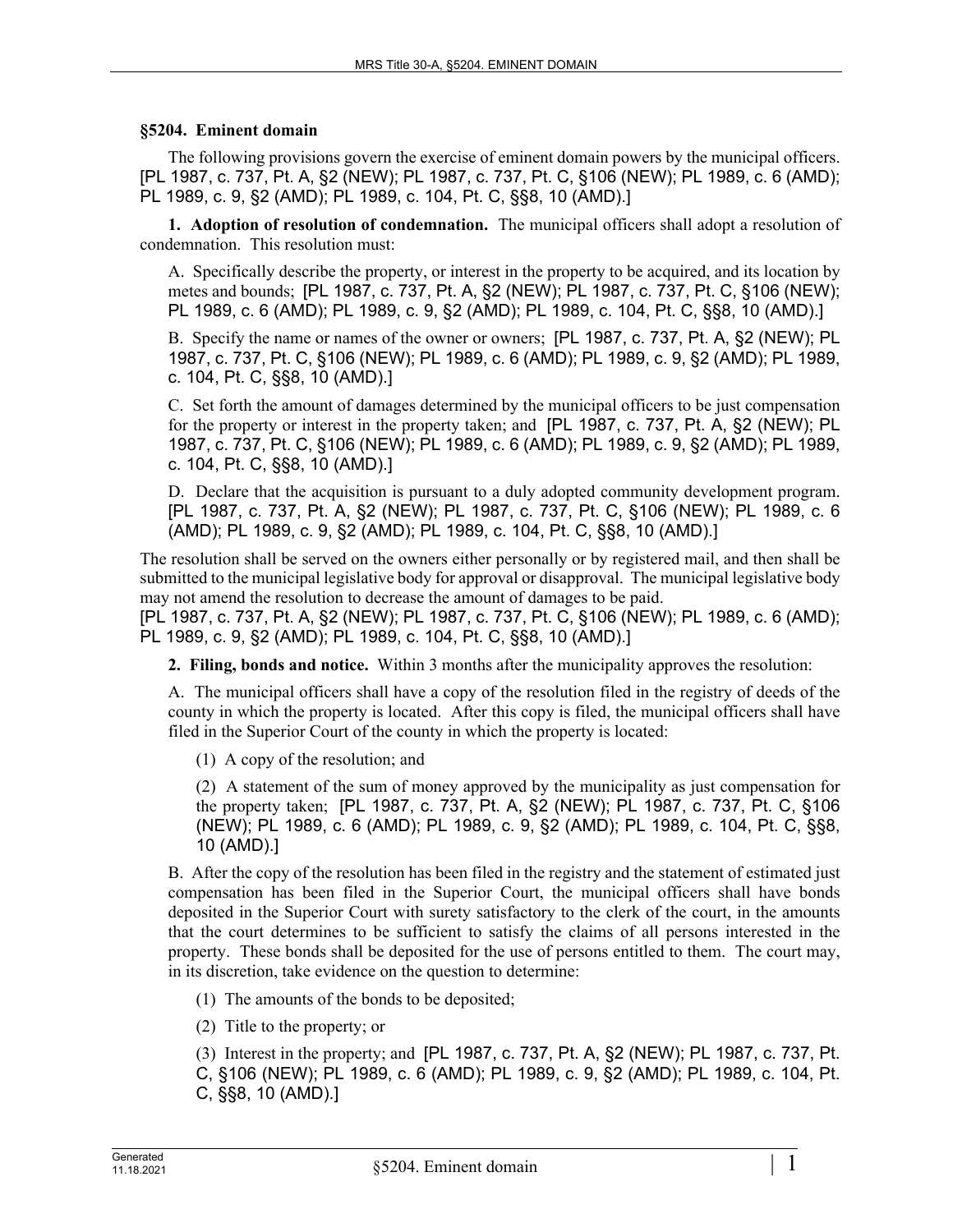## §5204. Eminent domain

The following provisions govern the exercise of eminent domain powers by the municipal officers. [PL 1987, c. 737, Pt. A, §2 (NEW); PL 1987, c. 737, Pt. C, §106 (NEW); PL 1989, c. 6 (AMD); PL 1989, c. 9, §2 (AMD); PL 1989, c. 104, Pt. C, §§8, 10 (AMD).]

**1. Adoption of resolution of condemnation.** The municipal officers shall adopt a resolution of condemnation. This resolution must:

A. Specifically describe the property, or interest in the property to be acquired, and its location by metes and bounds; [PL 1987, c. 737, Pt. A, §2 (NEW); PL 1987, c. 737, Pt. C, §106 (NEW); PL 1989, c. 6 (AMD); PL 1989, c. 9, §2 (AMD); PL 1989, c. 104, Pt. C, §§8, 10 (AMD).]

B. Specify the name or names of the owner or owners; [PL 1987, c. 737, Pt. A, §2 (NEW); PL 1987, c. 737, Pt. C, §106 (NEW); PL 1989, c. 6 (AMD); PL 1989, c. 9, §2 (AMD); PL 1989, c. 104, Pt. C, §§8, 10 (AMD).]

C. Set forth the amount of damages determined by the municipal officers to be just compensation for the property or interest in the property taken; and [PL 1987, c. 737, Pt. A, §2 (NEW); PL 1987, c. 737, Pt. C, §106 (NEW); PL 1989, c. 6 (AMD); PL 1989, c. 9, §2 (AMD); PL 1989, c. 104, Pt. C, §§8, 10 (AMD).]

D. Declare that the acquisition is pursuant to a duly adopted community development program. [PL 1987, c. 737, Pt. A, §2 (NEW); PL 1987, c. 737, Pt. C, §106 (NEW); PL 1989, c. 6 (AMD); PL 1989, c. 9, §2 (AMD); PL 1989, c. 104, Pt. C, §§8, 10 (AMD).]

The resolution shall be served on the owners either personally or by registered mail, and then shall be submitted to the municipal legislative body for approval or disapproval. The municipal legislative body may not amend the resolution to decrease the amount of damages to be paid.
[PL 1987, c. 737, Pt. A, §2 (NEW); PL 1987, c. 737, Pt. C, §106 (NEW); PL 1989, c. 6 (AMD); PL 1989, c. 9, §2 (AMD); PL 1989, c. 104, Pt. C, §§8, 10 (AMD).]

**2. Filing, bonds and notice.** Within 3 months after the municipality approves the resolution:

A. The municipal officers shall have a copy of the resolution filed in the registry of deeds of the county in which the property is located. After this copy is filed, the municipal officers shall have filed in the Superior Court of the county in which the property is located:

(1) A copy of the resolution; and

(2) A statement of the sum of money approved by the municipality as just compensation for the property taken; [PL 1987, c. 737, Pt. A, §2 (NEW); PL 1987, c. 737, Pt. C, §106 (NEW); PL 1989, c. 6 (AMD); PL 1989, c. 9, §2 (AMD); PL 1989, c. 104, Pt. C, §§8, 10 (AMD).]

B. After the copy of the resolution has been filed in the registry and the statement of estimated just compensation has been filed in the Superior Court, the municipal officers shall have bonds deposited in the Superior Court with surety satisfactory to the clerk of the court, in the amounts that the court determines to be sufficient to satisfy the claims of all persons interested in the property. These bonds shall be deposited for the use of persons entitled to them. The court may, in its discretion, take evidence on the question to determine:

(1) The amounts of the bonds to be deposited;

(2) Title to the property; or

(3) Interest in the property; and [PL 1987, c. 737, Pt. A, §2 (NEW); PL 1987, c. 737, Pt. C, §106 (NEW); PL 1989, c. 6 (AMD); PL 1989, c. 9, §2 (AMD); PL 1989, c. 104, Pt. C, §§8, 10 (AMD).]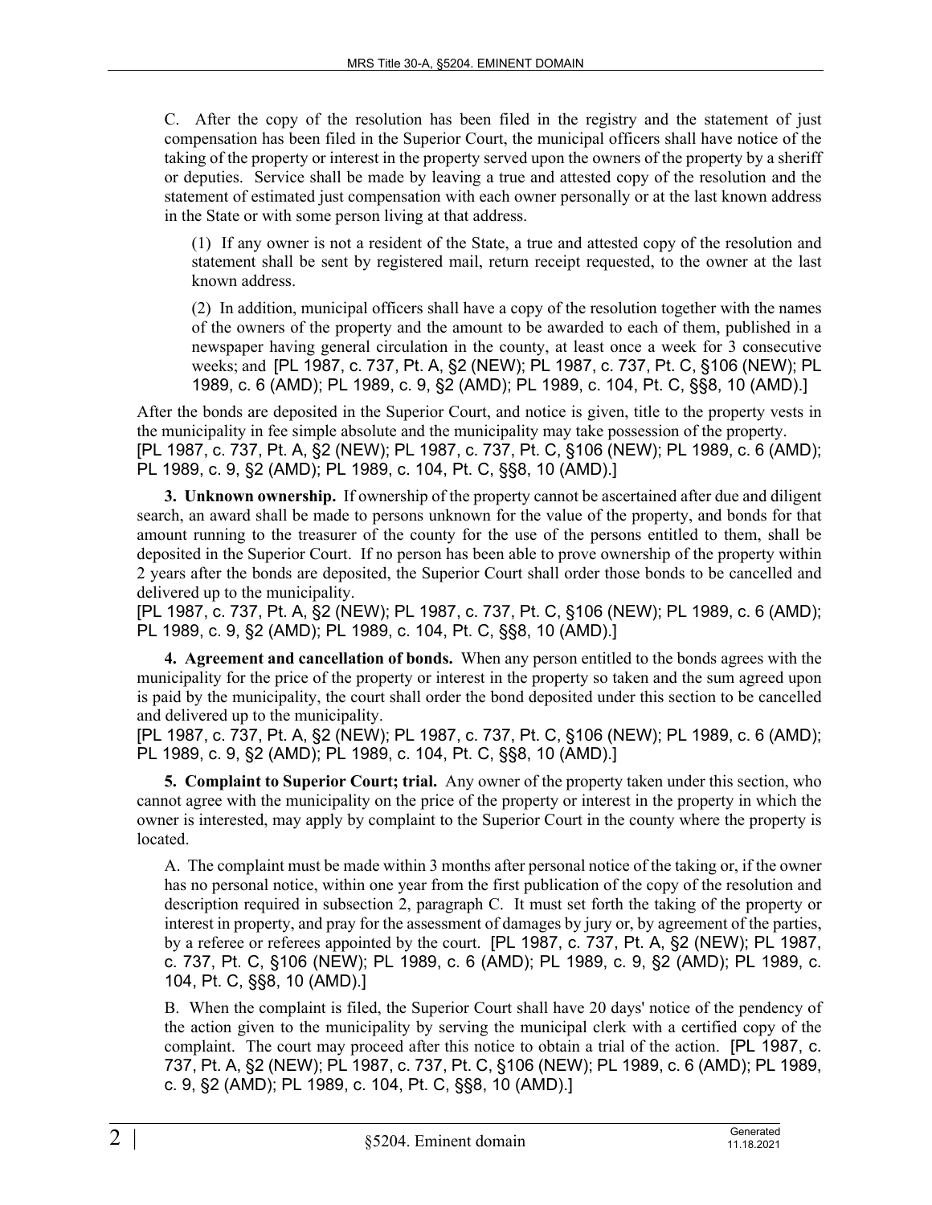C. After the copy of the resolution has been filed in the registry and the statement of just compensation has been filed in the Superior Court, the municipal officers shall have notice of the taking of the property or interest in the property served upon the owners of the property by a sheriff or deputies. Service shall be made by leaving a true and attested copy of the resolution and the statement of estimated just compensation with each owner personally or at the last known address in the State or with some person living at that address.

(1) If any owner is not a resident of the State, a true and attested copy of the resolution and statement shall be sent by registered mail, return receipt requested, to the owner at the last known address.

(2) In addition, municipal officers shall have a copy of the resolution together with the names of the owners of the property and the amount to be awarded to each of them, published in a newspaper having general circulation in the county, at least once a week for 3 consecutive weeks; and [PL 1987, c. 737, Pt. A, §2 (NEW); PL 1987, c. 737, Pt. C, §106 (NEW); PL 1989, c. 6 (AMD); PL 1989, c. 9, §2 (AMD); PL 1989, c. 104, Pt. C, §§8, 10 (AMD).]

After the bonds are deposited in the Superior Court, and notice is given, title to the property vests in the municipality in fee simple absolute and the municipality may take possession of the property.
[PL 1987, c. 737, Pt. A, §2 (NEW); PL 1987, c. 737, Pt. C, §106 (NEW); PL 1989, c. 6 (AMD); PL 1989, c. 9, §2 (AMD); PL 1989, c. 104, Pt. C, §§8, 10 (AMD).]

**3. Unknown ownership.** If ownership of the property cannot be ascertained after due and diligent search, an award shall be made to persons unknown for the value of the property, and bonds for that amount running to the treasurer of the county for the use of the persons entitled to them, shall be deposited in the Superior Court. If no person has been able to prove ownership of the property within 2 years after the bonds are deposited, the Superior Court shall order those bonds to be cancelled and delivered up to the municipality.
[PL 1987, c. 737, Pt. A, §2 (NEW); PL 1987, c. 737, Pt. C, §106 (NEW); PL 1989, c. 6 (AMD); PL 1989, c. 9, §2 (AMD); PL 1989, c. 104, Pt. C, §§8, 10 (AMD).]

**4. Agreement and cancellation of bonds.** When any person entitled to the bonds agrees with the municipality for the price of the property or interest in the property so taken and the sum agreed upon is paid by the municipality, the court shall order the bond deposited under this section to be cancelled and delivered up to the municipality.
[PL 1987, c. 737, Pt. A, §2 (NEW); PL 1987, c. 737, Pt. C, §106 (NEW); PL 1989, c. 6 (AMD); PL 1989, c. 9, §2 (AMD); PL 1989, c. 104, Pt. C, §§8, 10 (AMD).]

**5. Complaint to Superior Court; trial.** Any owner of the property taken under this section, who cannot agree with the municipality on the price of the property or interest in the property in which the owner is interested, may apply by complaint to the Superior Court in the county where the property is located.

A. The complaint must be made within 3 months after personal notice of the taking or, if the owner has no personal notice, within one year from the first publication of the copy of the resolution and description required in subsection 2, paragraph C. It must set forth the taking of the property or interest in property, and pray for the assessment of damages by jury or, by agreement of the parties, by a referee or referees appointed by the court. [PL 1987, c. 737, Pt. A, §2 (NEW); PL 1987, c. 737, Pt. C, §106 (NEW); PL 1989, c. 6 (AMD); PL 1989, c. 9, §2 (AMD); PL 1989, c. 104, Pt. C, §§8, 10 (AMD).]

B. When the complaint is filed, the Superior Court shall have 20 days' notice of the pendency of the action given to the municipality by serving the municipal clerk with a certified copy of the complaint. The court may proceed after this notice to obtain a trial of the action. [PL 1987, c. 737, Pt. A, §2 (NEW); PL 1987, c. 737, Pt. C, §106 (NEW); PL 1989, c. 6 (AMD); PL 1989, c. 9, §2 (AMD); PL 1989, c. 104, Pt. C, §§8, 10 (AMD).]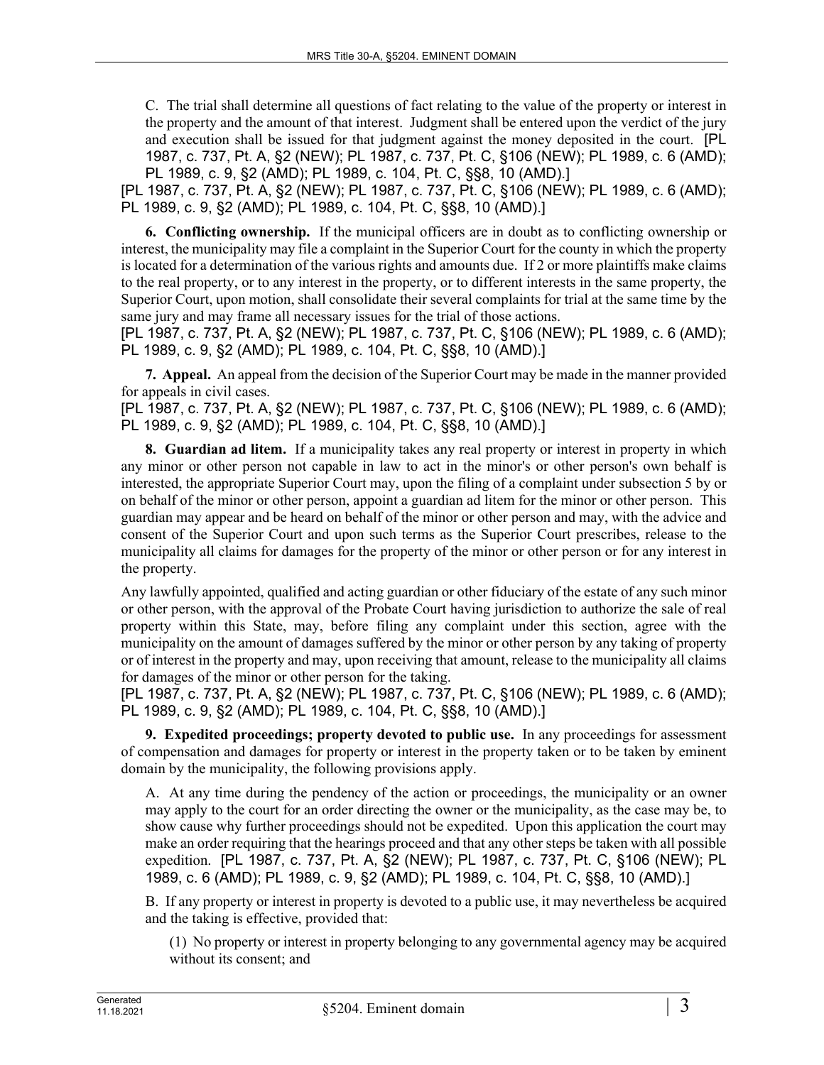C. The trial shall determine all questions of fact relating to the value of the property or interest in the property and the amount of that interest. Judgment shall be entered upon the verdict of the jury and execution shall be issued for that judgment against the money deposited in the court. [PL 1987, c. 737, Pt. A, §2 (NEW); PL 1987, c. 737, Pt. C, §106 (NEW); PL 1989, c. 6 (AMD); PL 1989, c. 9, §2 (AMD); PL 1989, c. 104, Pt. C, §§8, 10 (AMD).]

[PL 1987, c. 737, Pt. A, §2 (NEW); PL 1987, c. 737, Pt. C, §106 (NEW); PL 1989, c. 6 (AMD); PL 1989, c. 9, §2 (AMD); PL 1989, c. 104, Pt. C, §§8, 10 (AMD).]

**6. Conflicting ownership.** If the municipal officers are in doubt as to conflicting ownership or interest, the municipality may file a complaint in the Superior Court for the county in which the property is located for a determination of the various rights and amounts due. If 2 or more plaintiffs make claims to the real property, or to any interest in the property, or to different interests in the same property, the Superior Court, upon motion, shall consolidate their several complaints for trial at the same time by the same jury and may frame all necessary issues for the trial of those actions.

[PL 1987, c. 737, Pt. A, §2 (NEW); PL 1987, c. 737, Pt. C, §106 (NEW); PL 1989, c. 6 (AMD); PL 1989, c. 9, §2 (AMD); PL 1989, c. 104, Pt. C, §§8, 10 (AMD).]

**7. Appeal.** An appeal from the decision of the Superior Court may be made in the manner provided for appeals in civil cases.

[PL 1987, c. 737, Pt. A, §2 (NEW); PL 1987, c. 737, Pt. C, §106 (NEW); PL 1989, c. 6 (AMD); PL 1989, c. 9, §2 (AMD); PL 1989, c. 104, Pt. C, §§8, 10 (AMD).]

**8. Guardian ad litem.** If a municipality takes any real property or interest in property in which any minor or other person not capable in law to act in the minor's or other person's own behalf is interested, the appropriate Superior Court may, upon the filing of a complaint under subsection 5 by or on behalf of the minor or other person, appoint a guardian ad litem for the minor or other person. This guardian may appear and be heard on behalf of the minor or other person and may, with the advice and consent of the Superior Court and upon such terms as the Superior Court prescribes, release to the municipality all claims for damages for the property of the minor or other person or for any interest in the property.

Any lawfully appointed, qualified and acting guardian or other fiduciary of the estate of any such minor or other person, with the approval of the Probate Court having jurisdiction to authorize the sale of real property within this State, may, before filing any complaint under this section, agree with the municipality on the amount of damages suffered by the minor or other person by any taking of property or of interest in the property and may, upon receiving that amount, release to the municipality all claims for damages of the minor or other person for the taking.

[PL 1987, c. 737, Pt. A, §2 (NEW); PL 1987, c. 737, Pt. C, §106 (NEW); PL 1989, c. 6 (AMD); PL 1989, c. 9, §2 (AMD); PL 1989, c. 104, Pt. C, §§8, 10 (AMD).]

**9. Expedited proceedings; property devoted to public use.** In any proceedings for assessment of compensation and damages for property or interest in the property taken or to be taken by eminent domain by the municipality, the following provisions apply.

A. At any time during the pendency of the action or proceedings, the municipality or an owner may apply to the court for an order directing the owner or the municipality, as the case may be, to show cause why further proceedings should not be expedited. Upon this application the court may make an order requiring that the hearings proceed and that any other steps be taken with all possible expedition. [PL 1987, c. 737, Pt. A, §2 (NEW); PL 1987, c. 737, Pt. C, §106 (NEW); PL 1989, c. 6 (AMD); PL 1989, c. 9, §2 (AMD); PL 1989, c. 104, Pt. C, §§8, 10 (AMD).]

B. If any property or interest in property is devoted to a public use, it may nevertheless be acquired and the taking is effective, provided that:

(1) No property or interest in property belonging to any governmental agency may be acquired without its consent; and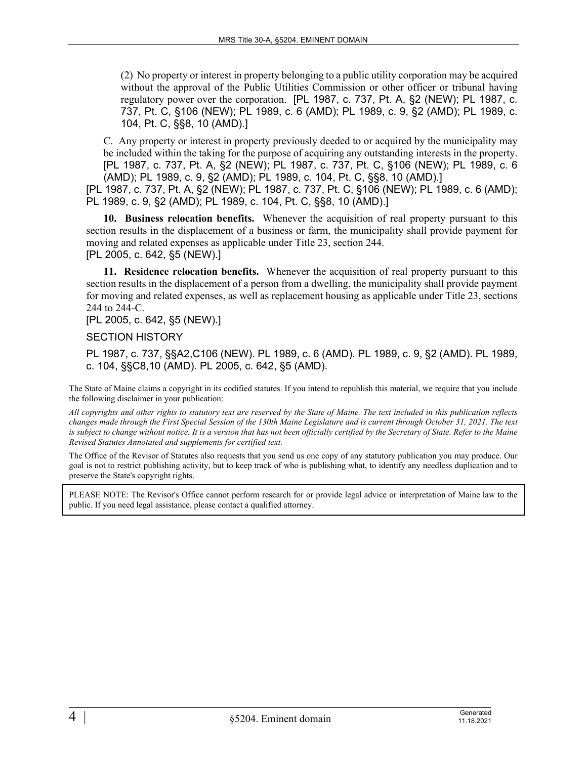(2) No property or interest in property belonging to a public utility corporation may be acquired without the approval of the Public Utilities Commission or other officer or tribunal having regulatory power over the corporation. [PL 1987, c. 737, Pt. A, §2 (NEW); PL 1987, c. 737, Pt. C, §106 (NEW); PL 1989, c. 6 (AMD); PL 1989, c. 9, §2 (AMD); PL 1989, c. 104, Pt. C, §§8, 10 (AMD).]

C. Any property or interest in property previously deeded to or acquired by the municipality may be included within the taking for the purpose of acquiring any outstanding interests in the property. [PL 1987, c. 737, Pt. A, §2 (NEW); PL 1987, c. 737, Pt. C, §106 (NEW); PL 1989, c. 6 (AMD); PL 1989, c. 9, §2 (AMD); PL 1989, c. 104, Pt. C, §§8, 10 (AMD).]

[PL 1987, c. 737, Pt. A, §2 (NEW); PL 1987, c. 737, Pt. C, §106 (NEW); PL 1989, c. 6 (AMD); PL 1989, c. 9, §2 (AMD); PL 1989, c. 104, Pt. C, §§8, 10 (AMD).]

**10. Business relocation benefits.** Whenever the acquisition of real property pursuant to this section results in the displacement of a business or farm, the municipality shall provide payment for moving and related expenses as applicable under Title 23, section 244.

[PL 2005, c. 642, §5 (NEW).]

**11. Residence relocation benefits.** Whenever the acquisition of real property pursuant to this section results in the displacement of a person from a dwelling, the municipality shall provide payment for moving and related expenses, as well as replacement housing as applicable under Title 23, sections 244 to 244-C.

[PL 2005, c. 642, §5 (NEW).]

SECTION HISTORY

PL 1987, c. 737, §§A2,C106 (NEW). PL 1989, c. 6 (AMD). PL 1989, c. 9, §2 (AMD). PL 1989, c. 104, §§C8,10 (AMD). PL 2005, c. 642, §5 (AMD).

The State of Maine claims a copyright in its codified statutes. If you intend to republish this material, we require that you include the following disclaimer in your publication:

*All copyrights and other rights to statutory text are reserved by the State of Maine. The text included in this publication reflects changes made through the First Special Session of the 130th Maine Legislature and is current through October 31, 2021. The text is subject to change without notice. It is a version that has not been officially certified by the Secretary of State. Refer to the Maine Revised Statutes Annotated and supplements for certified text.*

The Office of the Revisor of Statutes also requests that you send us one copy of any statutory publication you may produce. Our goal is not to restrict publishing activity, but to keep track of who is publishing what, to identify any needless duplication and to preserve the State's copyright rights.

PLEASE NOTE: The Revisor's Office cannot perform research for or provide legal advice or interpretation of Maine law to the public. If you need legal assistance, please contact a qualified attorney.